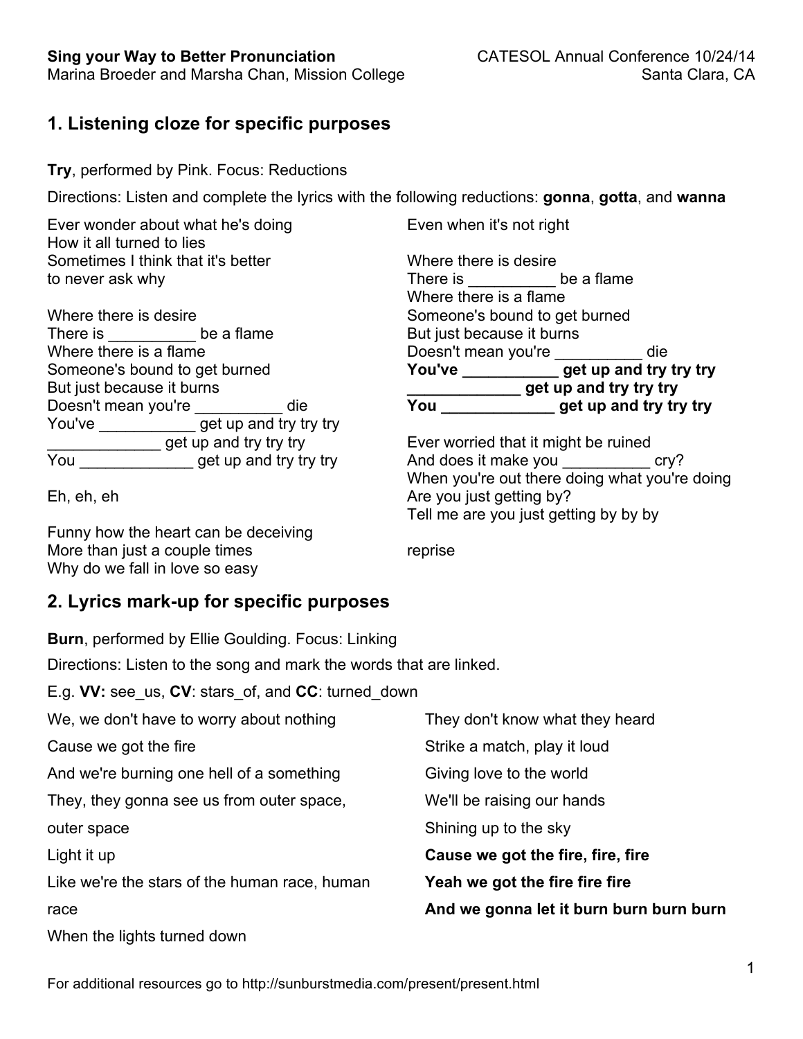**Sing your Way to Better Pronunciation** CATESOL Annual Conference 10/24/14
Marina Broeder and Marsha Chan, Mission College Santa Clara, CA

## 1. Listening cloze for specific purposes

**Try**, performed by Pink. Focus: Reductions

Directions: Listen and complete the lyrics with the following reductions: **gonna**, **gotta**, and **wanna**

Ever wonder about what he's doing
How it all turned to lies
Sometimes I think that it's better
to never ask why

Where there is desire
There is __________ be a flame
Where there is a flame
Someone's bound to get burned
But just because it burns
Doesn't mean you're __________ die
You've ___________ get up and try try try
_____________ get up and try try try
You _____________ get up and try try try

Eh, eh, eh

Funny how the heart can be deceiving
More than just a couple times
Why do we fall in love so easy
Even when it's not right

Where there is desire
There is __________ be a flame
Where there is a flame
Someone's bound to get burned
But just because it burns
Doesn't mean you're __________ die
**You've ___________ get up and try try try**
**_____________ get up and try try try**
**You _____________ get up and try try try**

Ever worried that it might be ruined
And does it make you __________ cry?
When you're out there doing what you're doing
Are you just getting by?
Tell me are you just getting by by by

reprise

## 2. Lyrics mark-up for specific purposes

**Burn**, performed by Ellie Goulding. Focus: Linking

Directions: Listen to the song and mark the words that are linked.

E.g. **VV:** see_us, **CV**: stars_of, and **CC**: turned_down

We, we don't have to worry about nothing

Cause we got the fire

And we're burning one hell of a something

They, they gonna see us from outer space,

outer space

Light it up

Like we're the stars of the human race, human

race

When the lights turned down

They don't know what they heard

Strike a match, play it loud

Giving love to the world

We'll be raising our hands

Shining up to the sky

**Cause we got the fire, fire, fire**

**Yeah we got the fire fire fire**

**And we gonna let it burn burn burn burn**

For additional resources go to http://sunburstmedia.com/present/present.html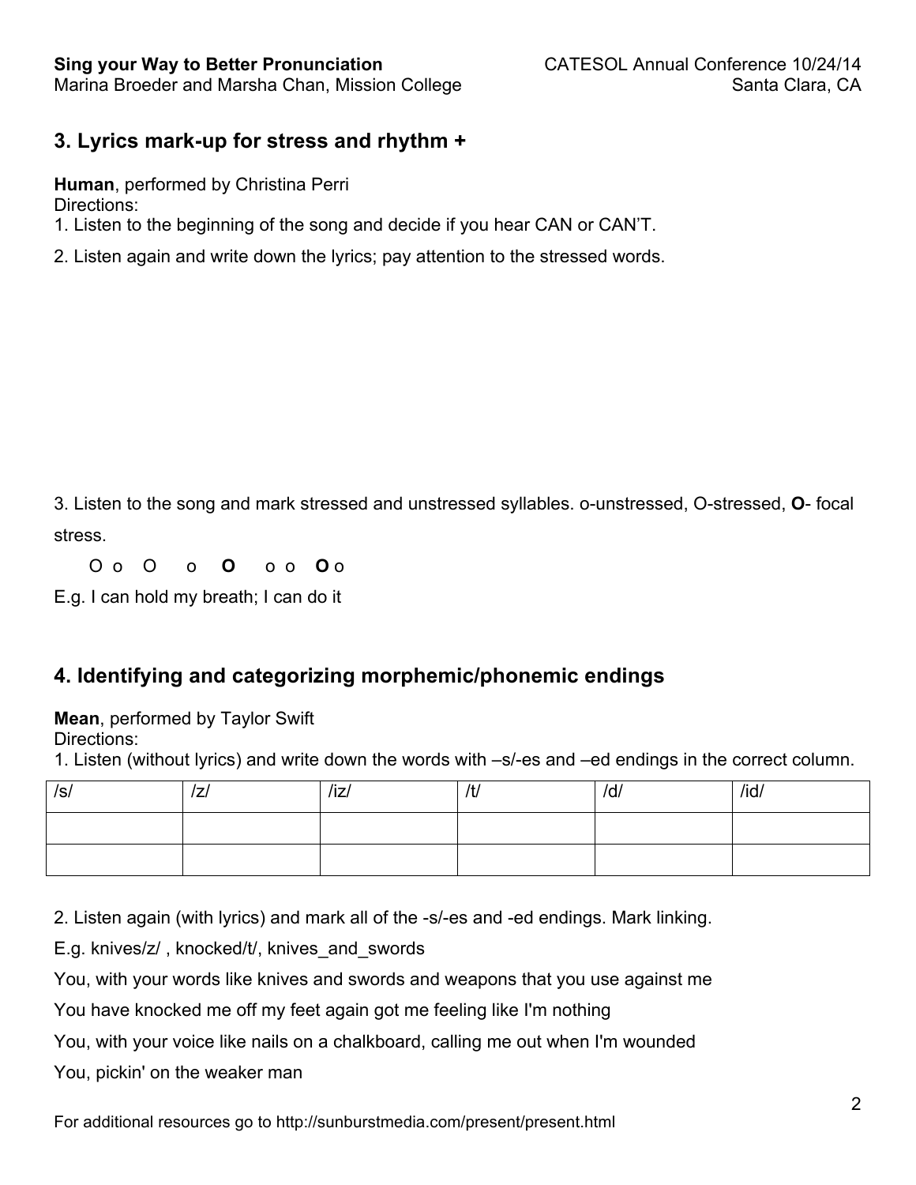## 3. Lyrics mark-up for stress and rhythm +

**Human**, performed by Christina Perri
Directions:
1. Listen to the beginning of the song and decide if you hear CAN or CAN'T.
2. Listen again and write down the lyrics; pay attention to the stressed words.

3. Listen to the song and mark stressed and unstressed syllables. o-unstressed, O-stressed, **O**- focal stress.

```
O o  O    o   O    o o  O o
```

E.g. I can hold my breath; I can do it

## 4. Identifying and categorizing morphemic/phonemic endings

**Mean**, performed by Taylor Swift
Directions:
1. Listen (without lyrics) and write down the words with –s/-es and –ed endings in the correct column.

| /s/ | /z/ | /iz/ | /t/ | /d/ | /id/ |
|---|---|---|---|---|---|
| | | | | | |
| | | | | | |

2. Listen again (with lyrics) and mark all of the -s/-es and -ed endings. Mark linking.

E.g. knives/z/ , knocked/t/, knives_and_swords

You, with your words like knives and swords and weapons that you use against me

You have knocked me off my feet again got me feeling like I'm nothing

You, with your voice like nails on a chalkboard, calling me out when I'm wounded

You, pickin' on the weaker man

For additional resources go to http://sunburstmedia.com/present/present.html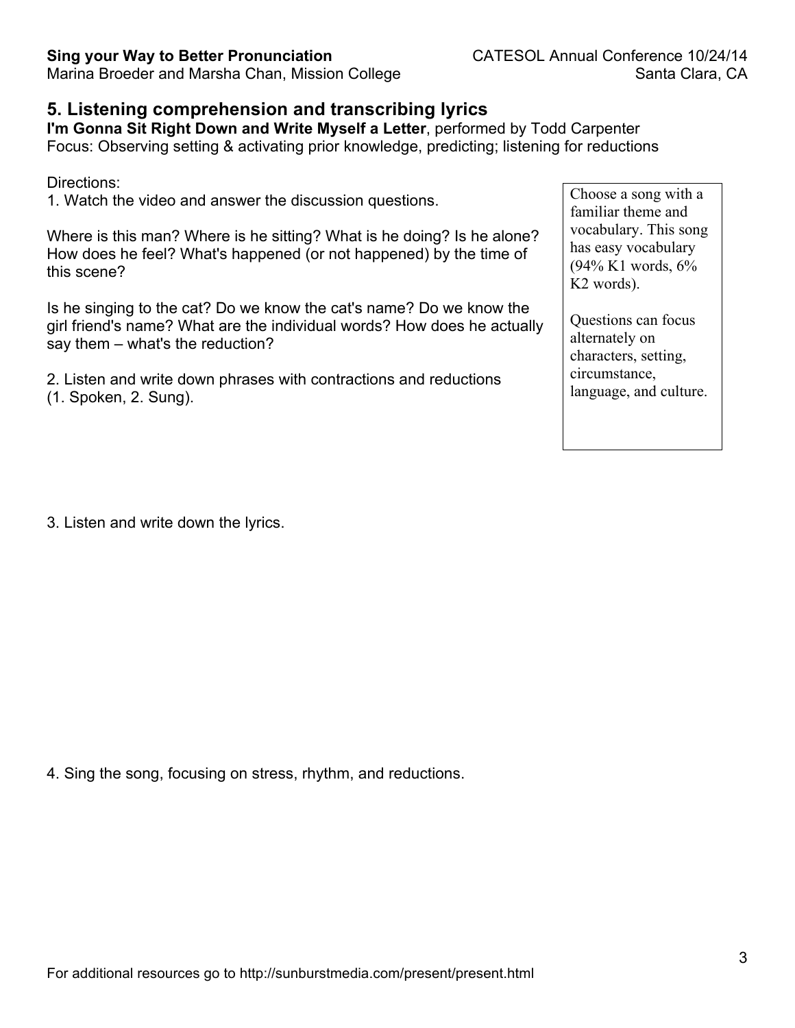## 5. Listening comprehension and transcribing lyrics

**I'm Gonna Sit Right Down and Write Myself a Letter**, performed by Todd Carpenter
Focus: Observing setting & activating prior knowledge, predicting; listening for reductions

Directions:

1. Watch the video and answer the discussion questions.

Where is this man? Where is he sitting? What is he doing? Is he alone? How does he feel? What's happened (or not happened) by the time of this scene?

Is he singing to the cat? Do we know the cat's name? Do we know the girl friend's name? What are the individual words? How does he actually say them – what's the reduction?

2. Listen and write down phrases with contractions and reductions (1. Spoken, 2. Sung).

> Choose a song with a familiar theme and vocabulary. This song has easy vocabulary (94% K1 words, 6% K2 words).
>
> Questions can focus alternately on characters, setting, circumstance, language, and culture.

3. Listen and write down the lyrics.

4. Sing the song, focusing on stress, rhythm, and reductions.

For additional resources go to http://sunburstmedia.com/present/present.html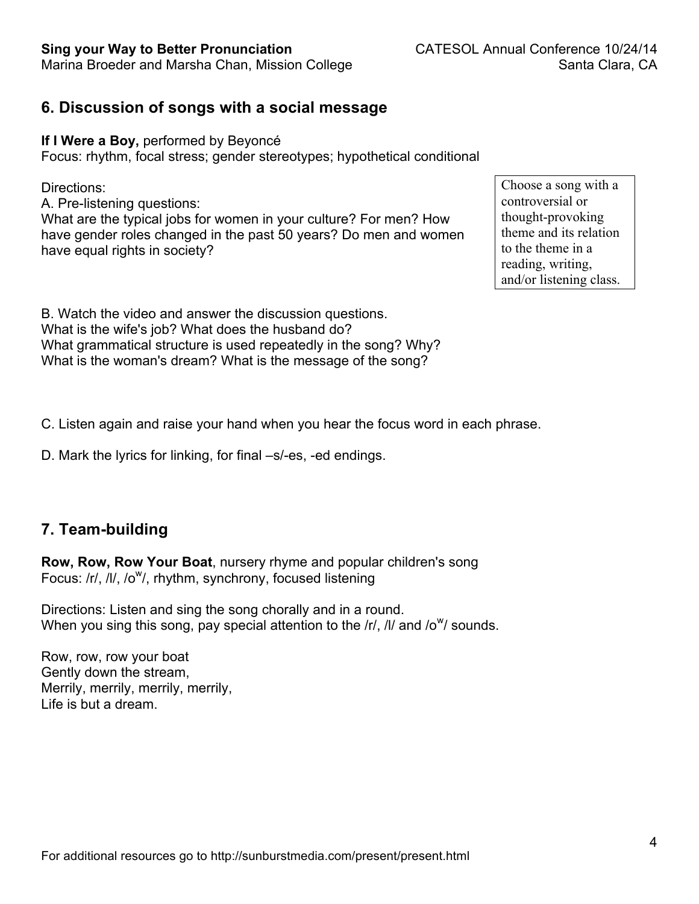## 6. Discussion of songs with a social message

**If I Were a Boy,** performed by Beyoncé
Focus: rhythm, focal stress; gender stereotypes; hypothetical conditional

Directions:
A. Pre-listening questions:
What are the typical jobs for women in your culture? For men? How have gender roles changed in the past 50 years? Do men and women have equal rights in society?

> Choose a song with a controversial or thought-provoking theme and its relation to the theme in a reading, writing, and/or listening class.

B. Watch the video and answer the discussion questions.
What is the wife's job? What does the husband do?
What grammatical structure is used repeatedly in the song? Why?
What is the woman's dream? What is the message of the song?

C. Listen again and raise your hand when you hear the focus word in each phrase.

D. Mark the lyrics for linking, for final –s/-es, -ed endings.

## 7. Team-building

**Row, Row, Row Your Boat**, nursery rhyme and popular children's song
Focus: /r/, /l/, /$o^w$/, rhythm, synchrony, focused listening

Directions: Listen and sing the song chorally and in a round.
When you sing this song, pay special attention to the /r/, /l/ and /$o^w$/ sounds.

Row, row, row your boat
Gently down the stream,
Merrily, merrily, merrily, merrily,
Life is but a dream.

For additional resources go to http://sunburstmedia.com/present/present.html